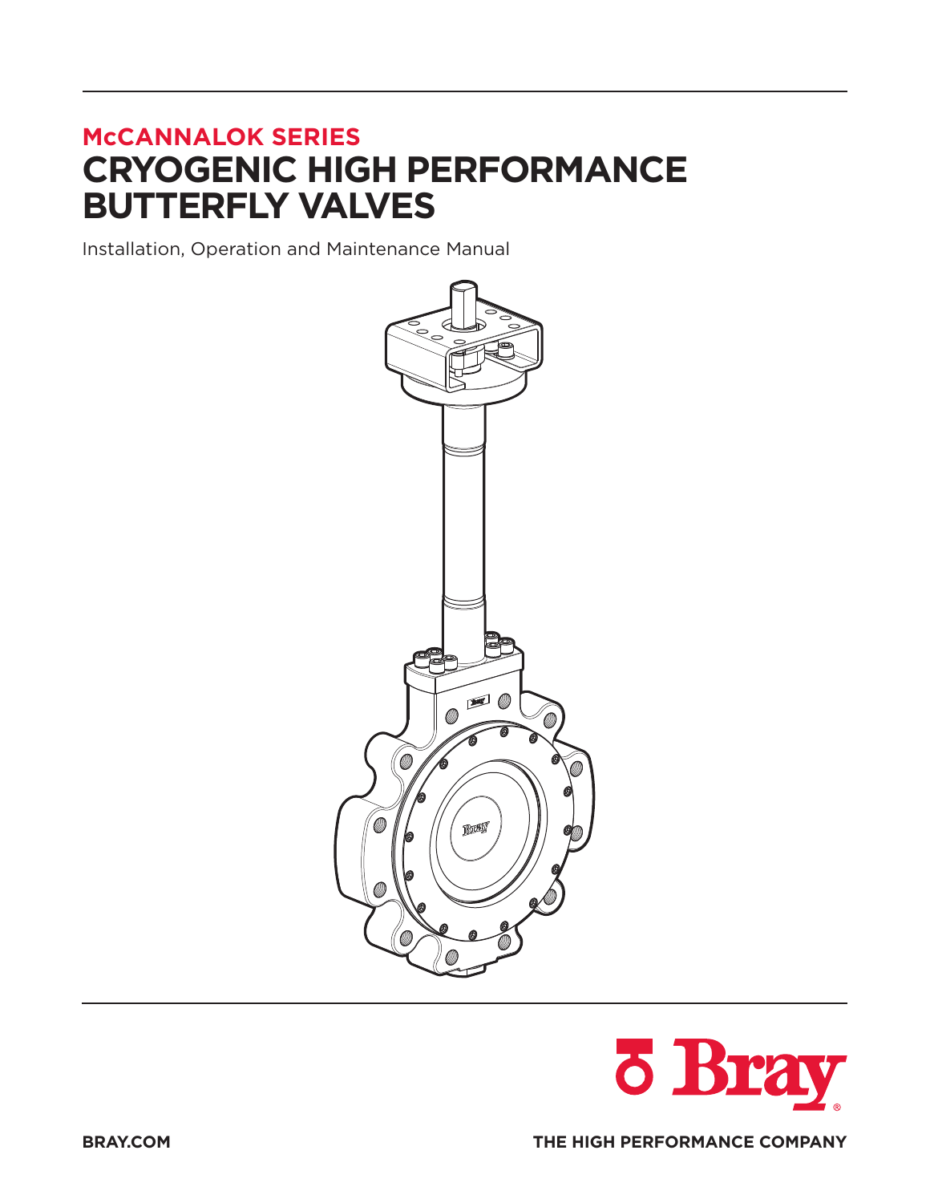## McCANNALOK SERIES

# CRYOGENIC HIGH PERFORMANCE BUTTERFLY VALVES

Installation, Operation and Maintenance Manual

Bray®

BRAY.COM

THE HIGH PERFORMANCE COMPANY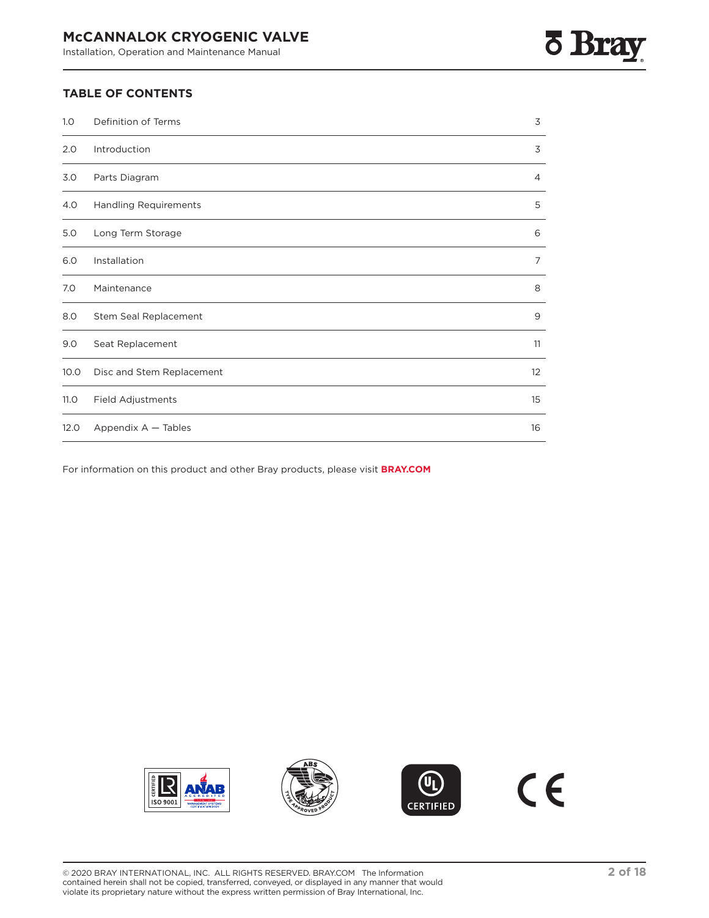## TABLE OF CONTENTS

| | | |
|---|---|---|
| 1.0 | Definition of Terms | 3 |
| 2.0 | Introduction | 3 |
| 3.0 | Parts Diagram | 4 |
| 4.0 | Handling Requirements | 5 |
| 5.0 | Long Term Storage | 6 |
| 6.0 | Installation | 7 |
| 7.0 | Maintenance | 8 |
| 8.0 | Stem Seal Replacement | 9 |
| 9.0 | Seat Replacement | 11 |
| 10.0 | Disc and Stem Replacement | 12 |
| 11.0 | Field Adjustments | 15 |
| 12.0 | Appendix A — Tables | 16 |

For information on this product and other Bray products, please visit **BRAY.COM**

© 2020 BRAY INTERNATIONAL, INC. ALL RIGHTS RESERVED. BRAY.COM The Information contained herein shall not be copied, transferred, conveyed, or displayed in any manner that would violate its proprietary nature without the express written permission of Bray International, Inc.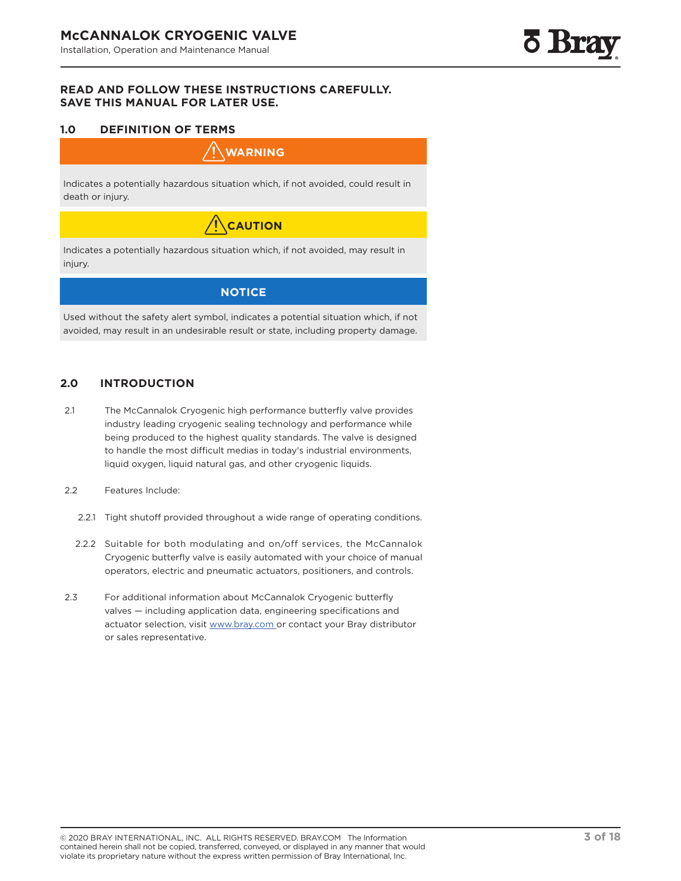**READ AND FOLLOW THESE INSTRUCTIONS CAREFULLY.**
**SAVE THIS MANUAL FOR LATER USE.**

## 1.0 DEFINITION OF TERMS

**⚠ WARNING**

Indicates a potentially hazardous situation which, if not avoided, could result in death or injury.

**⚠ CAUTION**

Indicates a potentially hazardous situation which, if not avoided, may result in injury.

**NOTICE**

Used without the safety alert symbol, indicates a potential situation which, if not avoided, may result in an undesirable result or state, including property damage.

## 2.0 INTRODUCTION

2.1 The McCannalok Cryogenic high performance butterfly valve provides industry leading cryogenic sealing technology and performance while being produced to the highest quality standards. The valve is designed to handle the most difficult medias in today's industrial environments, liquid oxygen, liquid natural gas, and other cryogenic liquids.

2.2 Features Include:

2.2.1 Tight shutoff provided throughout a wide range of operating conditions.

2.2.2 Suitable for both modulating and on/off services, the McCannalok Cryogenic butterfly valve is easily automated with your choice of manual operators, electric and pneumatic actuators, positioners, and controls.

2.3 For additional information about McCannalok Cryogenic butterfly valves — including application data, engineering specifications and actuator selection, visit www.bray.com or contact your Bray distributor or sales representative.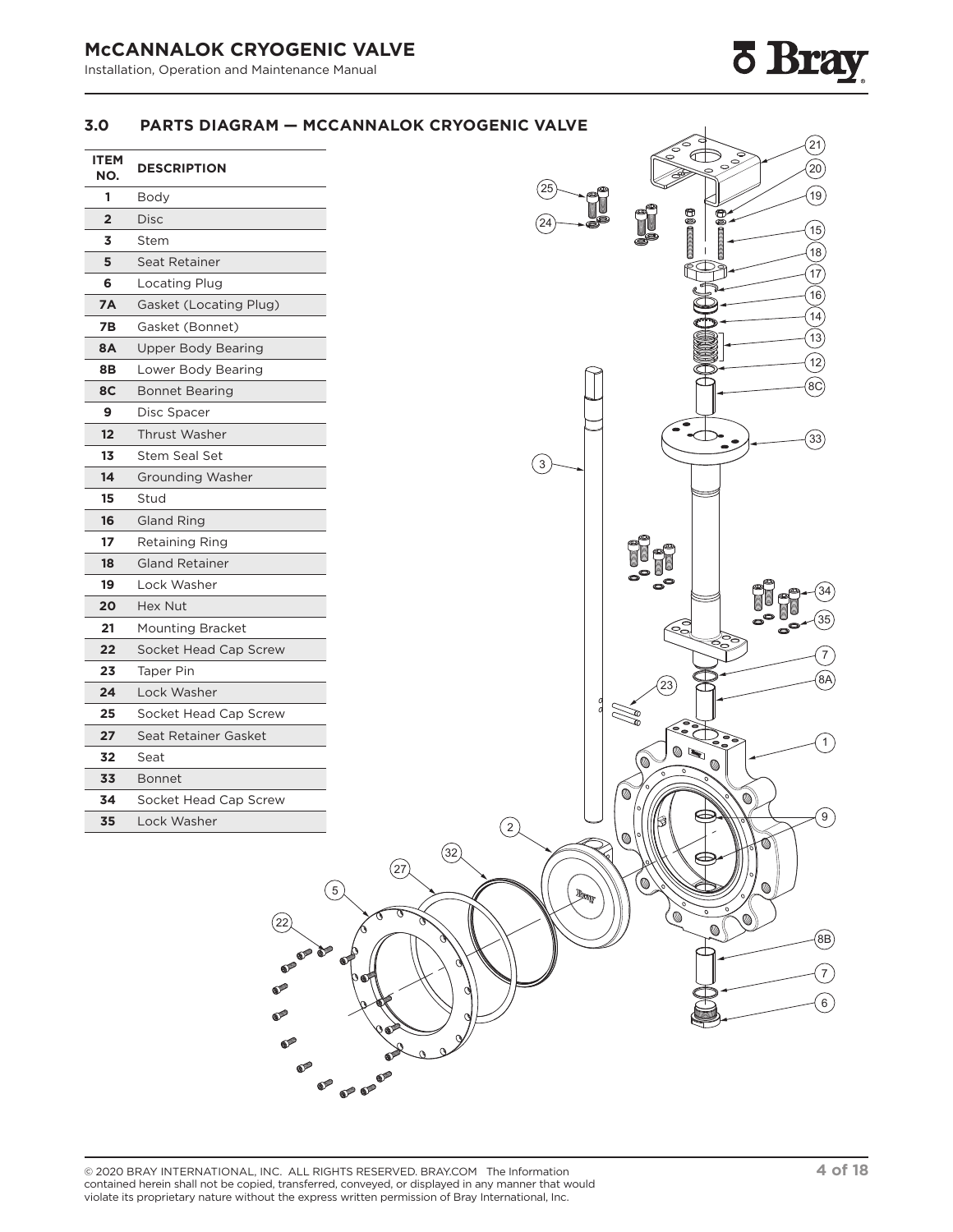## 3.0 PARTS DIAGRAM — MCCANNALOK CRYOGENIC VALVE

| ITEM NO. | DESCRIPTION |
|---|---|
| 1 | Body |
| 2 | Disc |
| 3 | Stem |
| 5 | Seat Retainer |
| 6 | Locating Plug |
| 7A | Gasket (Locating Plug) |
| 7B | Gasket (Bonnet) |
| 8A | Upper Body Bearing |
| 8B | Lower Body Bearing |
| 8C | Bonnet Bearing |
| 9 | Disc Spacer |
| 12 | Thrust Washer |
| 13 | Stem Seal Set |
| 14 | Grounding Washer |
| 15 | Stud |
| 16 | Gland Ring |
| 17 | Retaining Ring |
| 18 | Gland Retainer |
| 19 | Lock Washer |
| 20 | Hex Nut |
| 21 | Mounting Bracket |
| 22 | Socket Head Cap Screw |
| 23 | Taper Pin |
| 24 | Lock Washer |
| 25 | Socket Head Cap Screw |
| 27 | Seat Retainer Gasket |
| 32 | Seat |
| 33 | Bonnet |
| 34 | Socket Head Cap Screw |
| 35 | Lock Washer |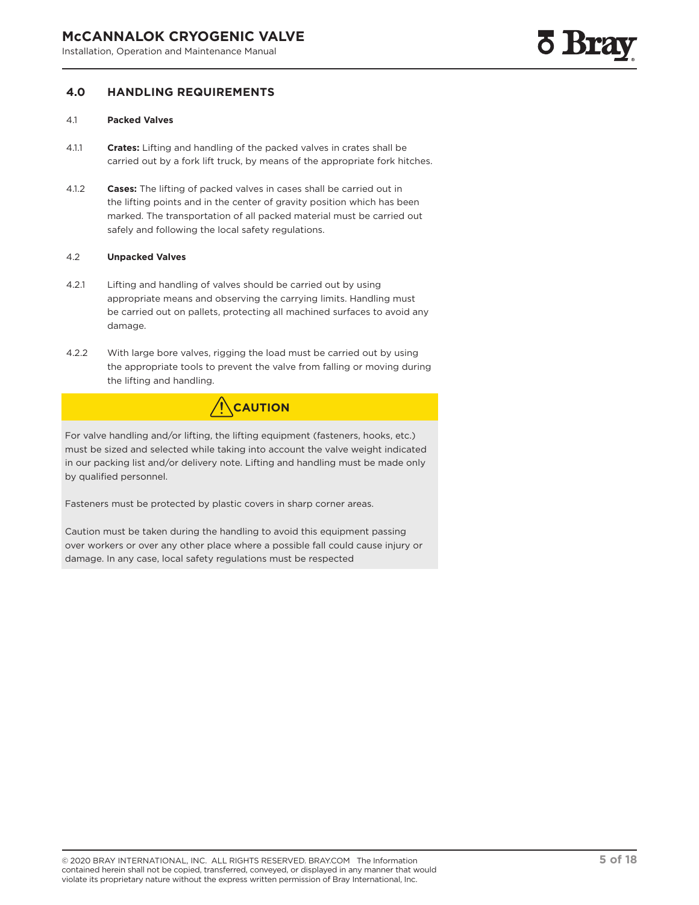## 4.0 HANDLING REQUIREMENTS

### 4.1 Packed Valves

4.1.1 **Crates:** Lifting and handling of the packed valves in crates shall be carried out by a fork lift truck, by means of the appropriate fork hitches.

4.1.2 **Cases:** The lifting of packed valves in cases shall be carried out in the lifting points and in the center of gravity position which has been marked. The transportation of all packed material must be carried out safely and following the local safety regulations.

### 4.2 Unpacked Valves

4.2.1 Lifting and handling of valves should be carried out by using appropriate means and observing the carrying limits. Handling must be carried out on pallets, protecting all machined surfaces to avoid any damage.

4.2.2 With large bore valves, rigging the load must be carried out by using the appropriate tools to prevent the valve from falling or moving during the lifting and handling.

**CAUTION**

For valve handling and/or lifting, the lifting equipment (fasteners, hooks, etc.) must be sized and selected while taking into account the valve weight indicated in our packing list and/or delivery note. Lifting and handling must be made only by qualified personnel.

Fasteners must be protected by plastic covers in sharp corner areas.

Caution must be taken during the handling to avoid this equipment passing over workers or over any other place where a possible fall could cause injury or damage. In any case, local safety regulations must be respected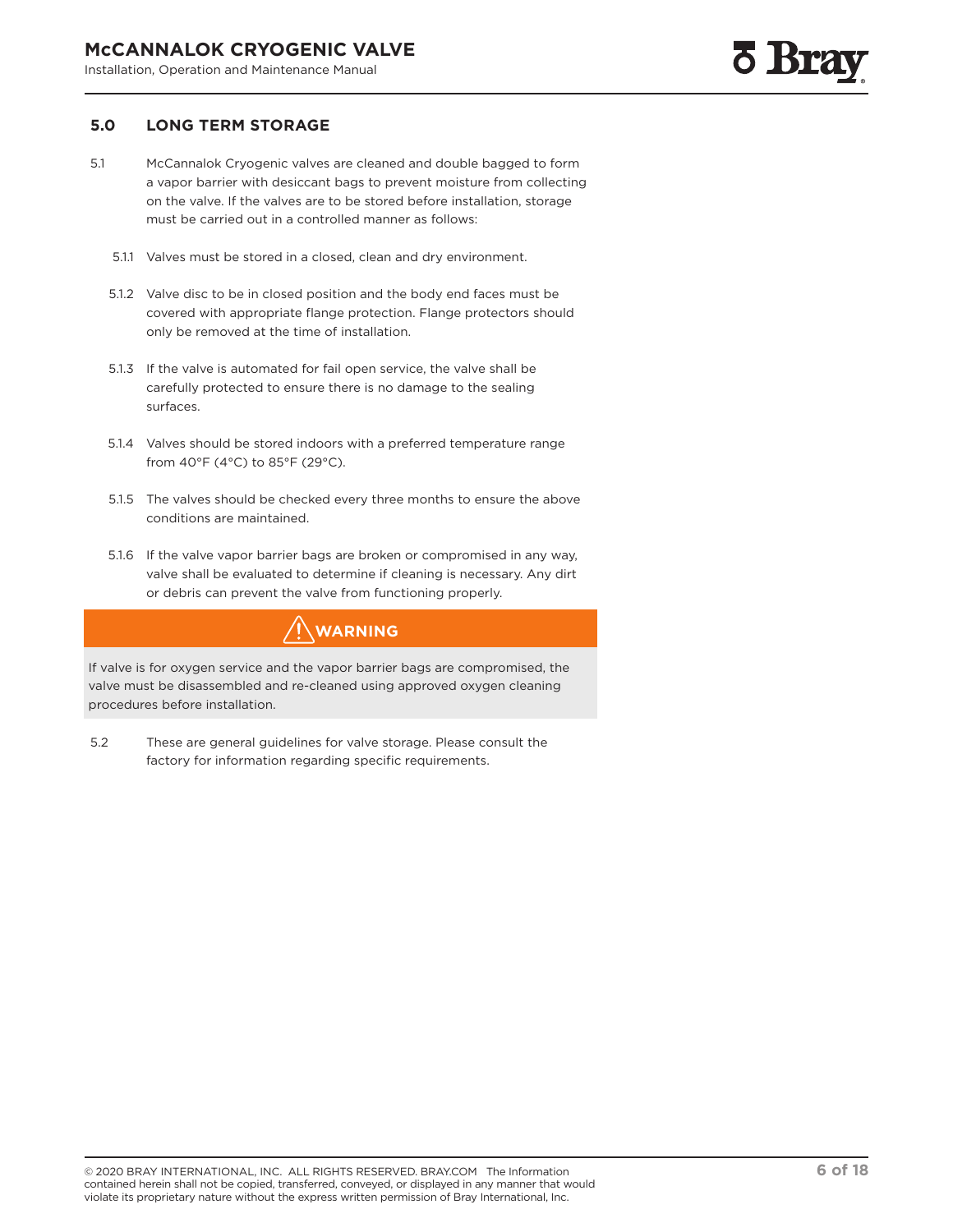## 5.0 LONG TERM STORAGE

5.1 McCannalok Cryogenic valves are cleaned and double bagged to form a vapor barrier with desiccant bags to prevent moisture from collecting on the valve. If the valves are to be stored before installation, storage must be carried out in a controlled manner as follows:

5.1.1 Valves must be stored in a closed, clean and dry environment.

5.1.2 Valve disc to be in closed position and the body end faces must be covered with appropriate flange protection. Flange protectors should only be removed at the time of installation.

5.1.3 If the valve is automated for fail open service, the valve shall be carefully protected to ensure there is no damage to the sealing surfaces.

5.1.4 Valves should be stored indoors with a preferred temperature range from 40°F (4°C) to 85°F (29°C).

5.1.5 The valves should be checked every three months to ensure the above conditions are maintained.

5.1.6 If the valve vapor barrier bags are broken or compromised in any way, valve shall be evaluated to determine if cleaning is necessary. Any dirt or debris can prevent the valve from functioning properly.

**WARNING**

If valve is for oxygen service and the vapor barrier bags are compromised, the valve must be disassembled and re-cleaned using approved oxygen cleaning procedures before installation.

5.2 These are general guidelines for valve storage. Please consult the factory for information regarding specific requirements.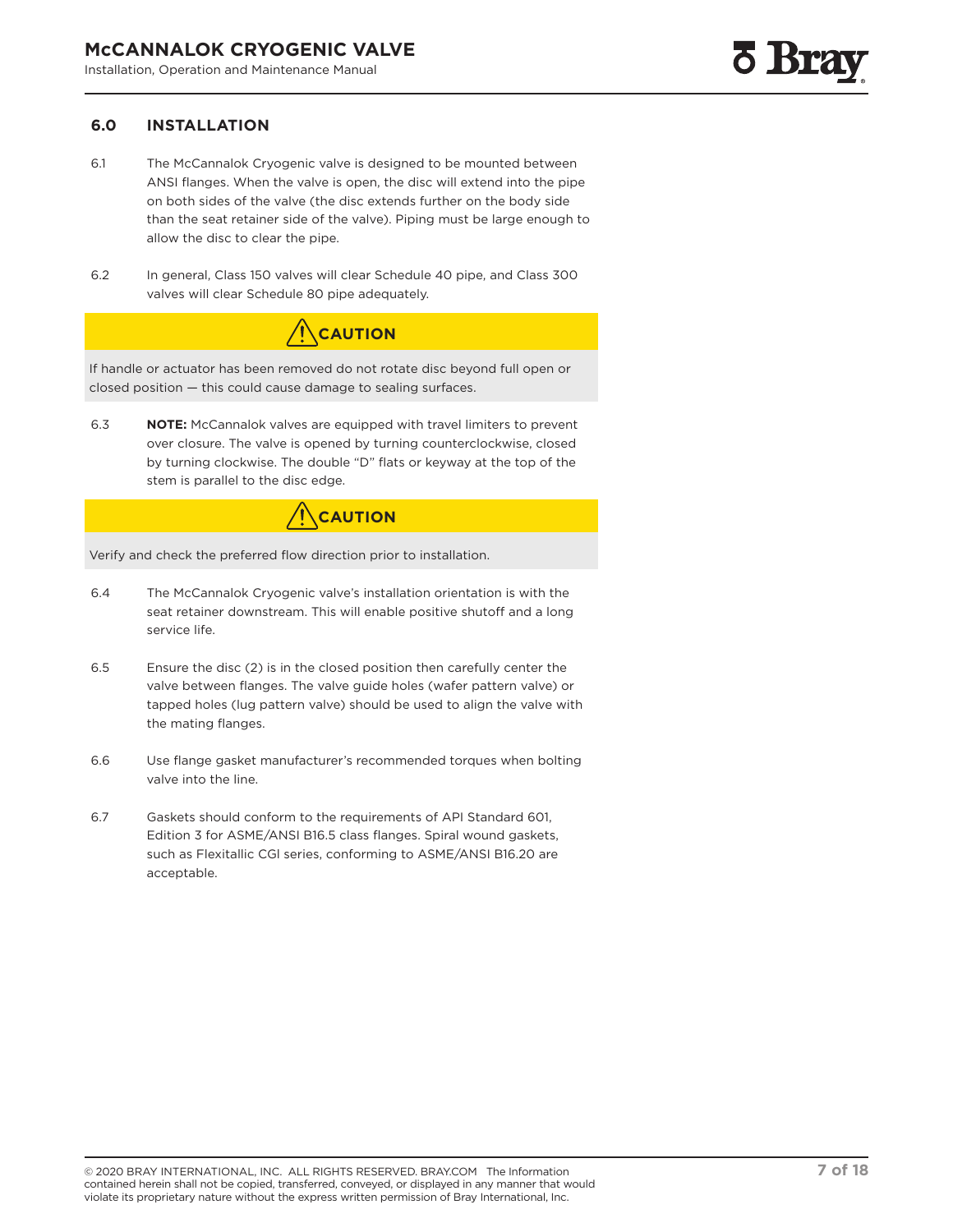## 6.0 INSTALLATION

6.1 The McCannalok Cryogenic valve is designed to be mounted between ANSI flanges. When the valve is open, the disc will extend into the pipe on both sides of the valve (the disc extends further on the body side than the seat retainer side of the valve). Piping must be large enough to allow the disc to clear the pipe.

6.2 In general, Class 150 valves will clear Schedule 40 pipe, and Class 300 valves will clear Schedule 80 pipe adequately.

**⚠ CAUTION**

If handle or actuator has been removed do not rotate disc beyond full open or closed position — this could cause damage to sealing surfaces.

6.3 **NOTE:** McCannalok valves are equipped with travel limiters to prevent over closure. The valve is opened by turning counterclockwise, closed by turning clockwise. The double "D" flats or keyway at the top of the stem is parallel to the disc edge.

**⚠ CAUTION**

Verify and check the preferred flow direction prior to installation.

6.4 The McCannalok Cryogenic valve's installation orientation is with the seat retainer downstream. This will enable positive shutoff and a long service life.

6.5 Ensure the disc (2) is in the closed position then carefully center the valve between flanges. The valve guide holes (wafer pattern valve) or tapped holes (lug pattern valve) should be used to align the valve with the mating flanges.

6.6 Use flange gasket manufacturer's recommended torques when bolting valve into the line.

6.7 Gaskets should conform to the requirements of API Standard 601, Edition 3 for ASME/ANSI B16.5 class flanges. Spiral wound gaskets, such as Flexitallic CGI series, conforming to ASME/ANSI B16.20 are acceptable.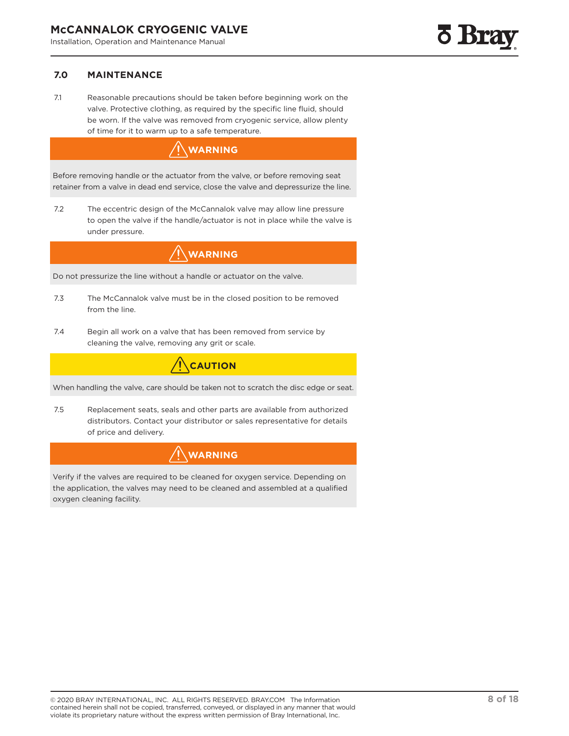## 7.0 MAINTENANCE

7.1 Reasonable precautions should be taken before beginning work on the valve. Protective clothing, as required by the specific line fluid, should be worn. If the valve was removed from cryogenic service, allow plenty of time for it to warm up to a safe temperature.

> **⚠ WARNING**
>
> Before removing handle or the actuator from the valve, or before removing seat retainer from a valve in dead end service, close the valve and depressurize the line.

7.2 The eccentric design of the McCannalok valve may allow line pressure to open the valve if the handle/actuator is not in place while the valve is under pressure.

> **⚠ WARNING**
>
> Do not pressurize the line without a handle or actuator on the valve.

7.3 The McCannalok valve must be in the closed position to be removed from the line.

7.4 Begin all work on a valve that has been removed from service by cleaning the valve, removing any grit or scale.

> **⚠ CAUTION**
>
> When handling the valve, care should be taken not to scratch the disc edge or seat.

7.5 Replacement seats, seals and other parts are available from authorized distributors. Contact your distributor or sales representative for details of price and delivery.

> **⚠ WARNING**
>
> Verify if the valves are required to be cleaned for oxygen service. Depending on the application, the valves may need to be cleaned and assembled at a qualified oxygen cleaning facility.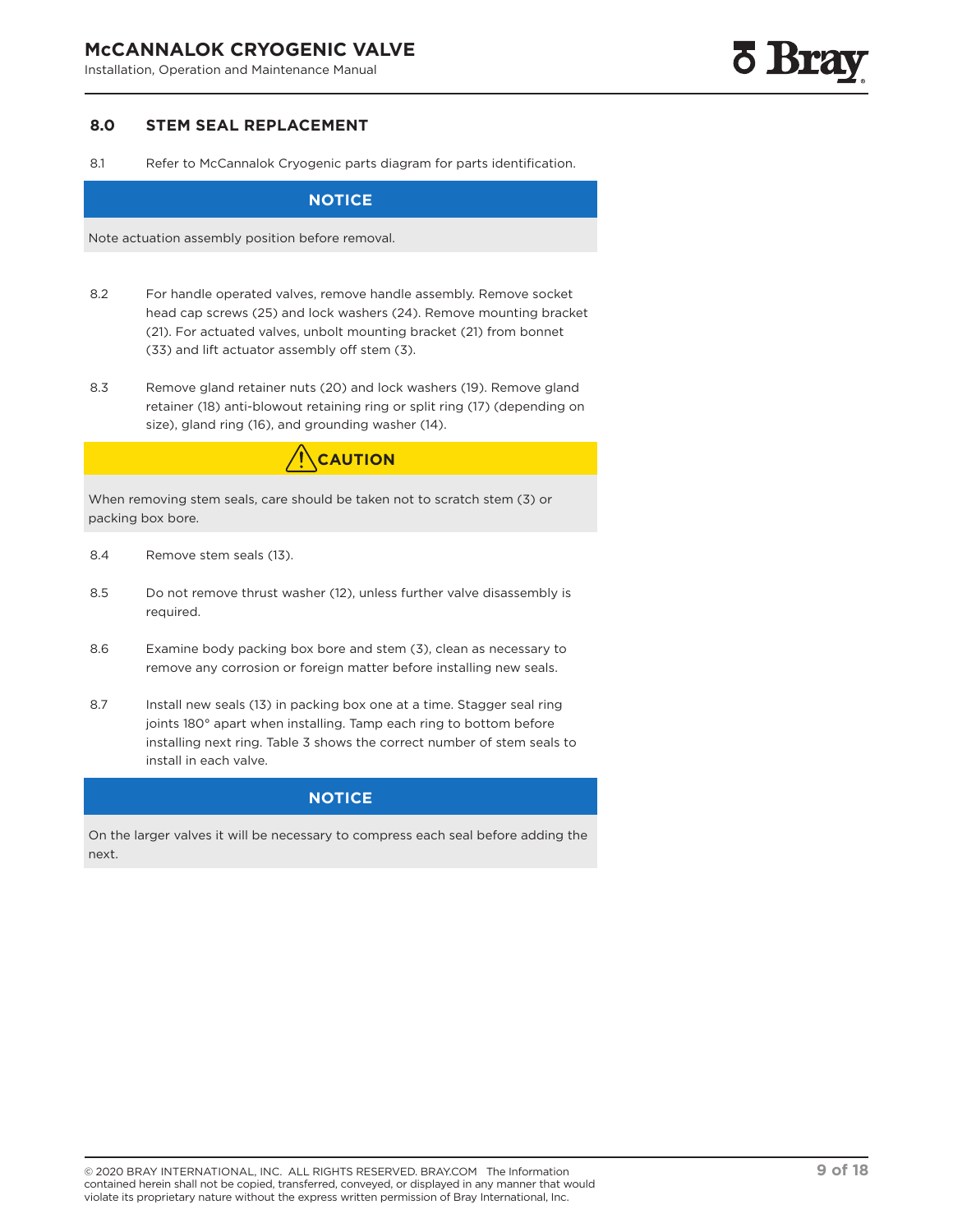## 8.0 STEM SEAL REPLACEMENT

8.1 Refer to McCannalok Cryogenic parts diagram for parts identification.

**NOTICE**

Note actuation assembly position before removal.

8.2 For handle operated valves, remove handle assembly. Remove socket head cap screws (25) and lock washers (24). Remove mounting bracket (21). For actuated valves, unbolt mounting bracket (21) from bonnet (33) and lift actuator assembly off stem (3).

8.3 Remove gland retainer nuts (20) and lock washers (19). Remove gland retainer (18) anti-blowout retaining ring or split ring (17) (depending on size), gland ring (16), and grounding washer (14).

**⚠ CAUTION**

When removing stem seals, care should be taken not to scratch stem (3) or packing box bore.

8.4 Remove stem seals (13).

8.5 Do not remove thrust washer (12), unless further valve disassembly is required.

8.6 Examine body packing box bore and stem (3), clean as necessary to remove any corrosion or foreign matter before installing new seals.

8.7 Install new seals (13) in packing box one at a time. Stagger seal ring joints 180° apart when installing. Tamp each ring to bottom before installing next ring. Table 3 shows the correct number of stem seals to install in each valve.

**NOTICE**

On the larger valves it will be necessary to compress each seal before adding the next.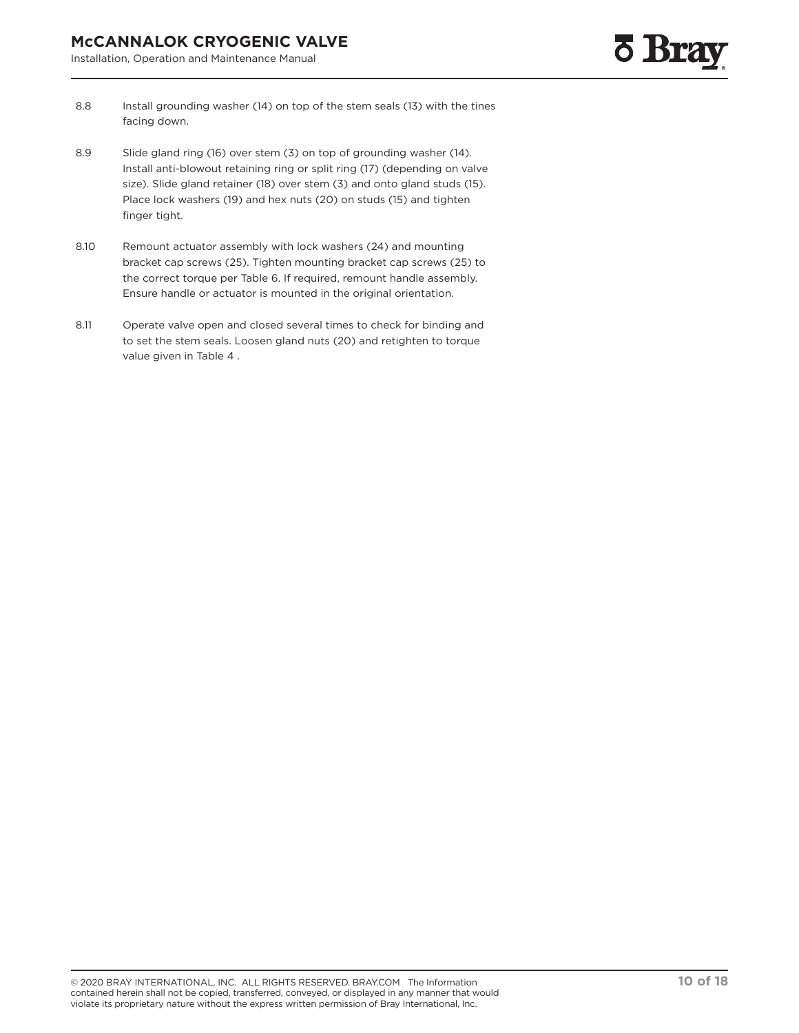8.8 Install grounding washer (14) on top of the stem seals (13) with the tines facing down.

8.9 Slide gland ring (16) over stem (3) on top of grounding washer (14). Install anti-blowout retaining ring or split ring (17) (depending on valve size). Slide gland retainer (18) over stem (3) and onto gland studs (15). Place lock washers (19) and hex nuts (20) on studs (15) and tighten finger tight.

8.10 Remount actuator assembly with lock washers (24) and mounting bracket cap screws (25). Tighten mounting bracket cap screws (25) to the correct torque per Table 6. If required, remount handle assembly. Ensure handle or actuator is mounted in the original orientation.

8.11 Operate valve open and closed several times to check for binding and to set the stem seals. Loosen gland nuts (20) and retighten to torque value given in Table 4 .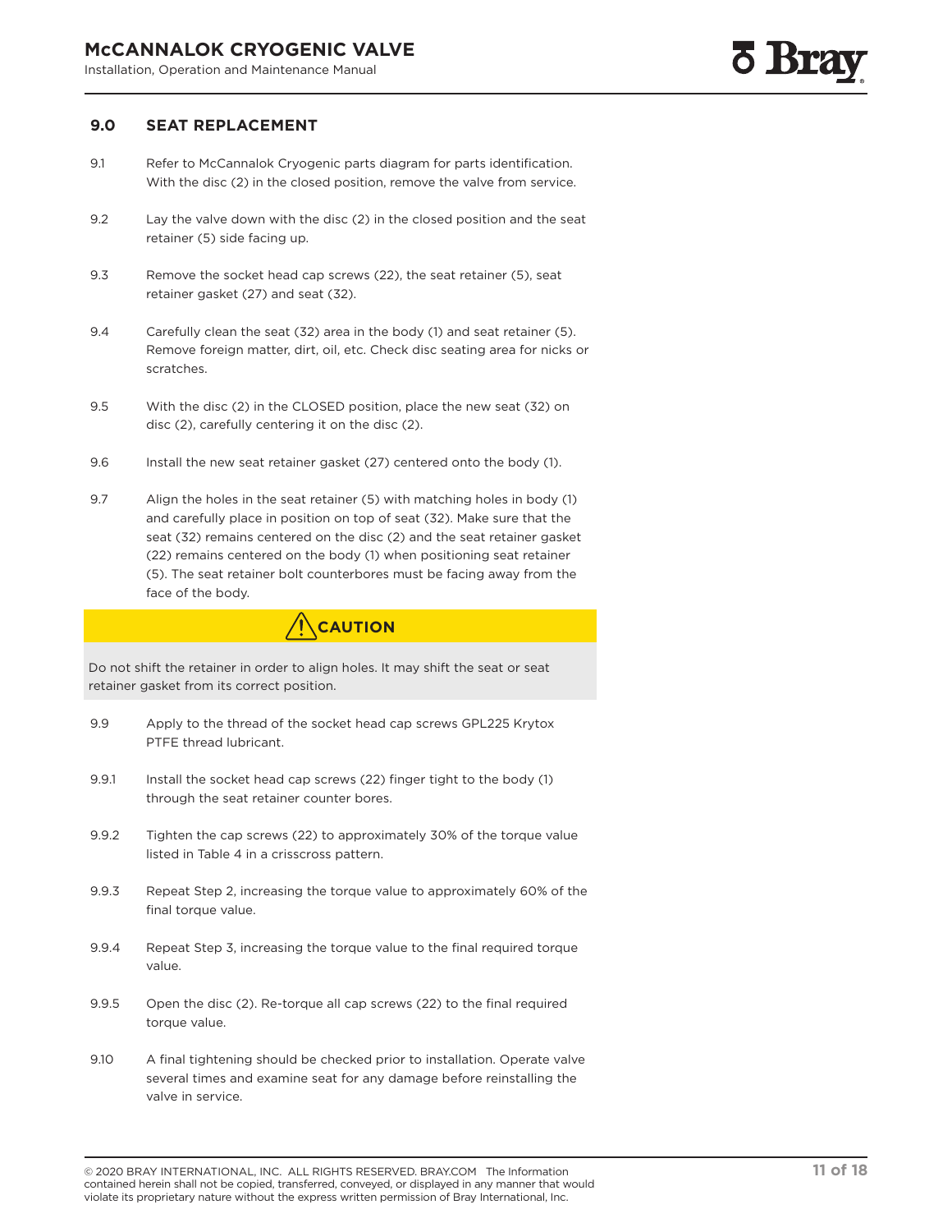## 9.0 SEAT REPLACEMENT

9.1 Refer to McCannalok Cryogenic parts diagram for parts identification. With the disc (2) in the closed position, remove the valve from service.

9.2 Lay the valve down with the disc (2) in the closed position and the seat retainer (5) side facing up.

9.3 Remove the socket head cap screws (22), the seat retainer (5), seat retainer gasket (27) and seat (32).

9.4 Carefully clean the seat (32) area in the body (1) and seat retainer (5). Remove foreign matter, dirt, oil, etc. Check disc seating area for nicks or scratches.

9.5 With the disc (2) in the CLOSED position, place the new seat (32) on disc (2), carefully centering it on the disc (2).

9.6 Install the new seat retainer gasket (27) centered onto the body (1).

9.7 Align the holes in the seat retainer (5) with matching holes in body (1) and carefully place in position on top of seat (32). Make sure that the seat (32) remains centered on the disc (2) and the seat retainer gasket (22) remains centered on the body (1) when positioning seat retainer (5). The seat retainer bolt counterbores must be facing away from the face of the body.

**⚠ CAUTION**

Do not shift the retainer in order to align holes. It may shift the seat or seat retainer gasket from its correct position.

9.9 Apply to the thread of the socket head cap screws GPL225 Krytox PTFE thread lubricant.

9.9.1 Install the socket head cap screws (22) finger tight to the body (1) through the seat retainer counter bores.

9.9.2 Tighten the cap screws (22) to approximately 30% of the torque value listed in Table 4 in a crisscross pattern.

9.9.3 Repeat Step 2, increasing the torque value to approximately 60% of the final torque value.

9.9.4 Repeat Step 3, increasing the torque value to the final required torque value.

9.9.5 Open the disc (2). Re-torque all cap screws (22) to the final required torque value.

9.10 A final tightening should be checked prior to installation. Operate valve several times and examine seat for any damage before reinstalling the valve in service.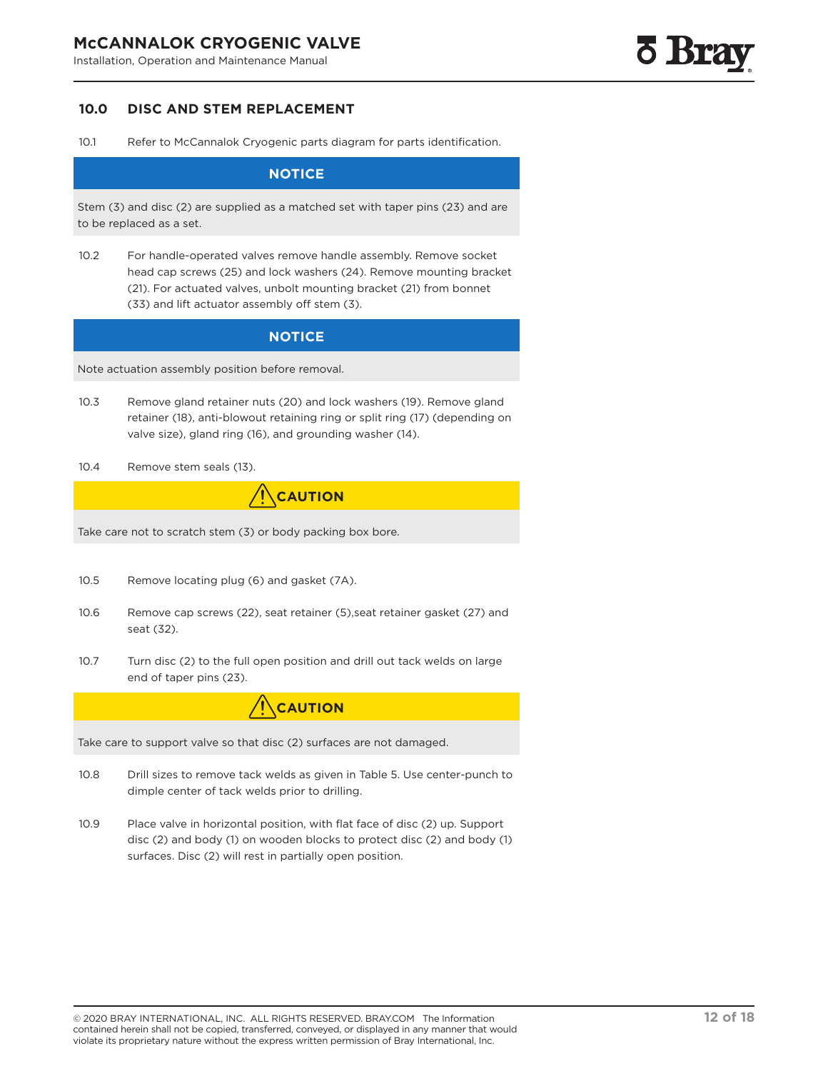## 10.0 DISC AND STEM REPLACEMENT

10.1 Refer to McCannalok Cryogenic parts diagram for parts identification.

**NOTICE**

Stem (3) and disc (2) are supplied as a matched set with taper pins (23) and are to be replaced as a set.

10.2 For handle-operated valves remove handle assembly. Remove socket head cap screws (25) and lock washers (24). Remove mounting bracket (21). For actuated valves, unbolt mounting bracket (21) from bonnet (33) and lift actuator assembly off stem (3).

**NOTICE**

Note actuation assembly position before removal.

10.3 Remove gland retainer nuts (20) and lock washers (19). Remove gland retainer (18), anti-blowout retaining ring or split ring (17) (depending on valve size), gland ring (16), and grounding washer (14).

10.4 Remove stem seals (13).

**⚠ CAUTION**

Take care not to scratch stem (3) or body packing box bore.

10.5 Remove locating plug (6) and gasket (7A).

10.6 Remove cap screws (22), seat retainer (5),seat retainer gasket (27) and seat (32).

10.7 Turn disc (2) to the full open position and drill out tack welds on large end of taper pins (23).

**⚠ CAUTION**

Take care to support valve so that disc (2) surfaces are not damaged.

10.8 Drill sizes to remove tack welds as given in Table 5. Use center-punch to dimple center of tack welds prior to drilling.

10.9 Place valve in horizontal position, with flat face of disc (2) up. Support disc (2) and body (1) on wooden blocks to protect disc (2) and body (1) surfaces. Disc (2) will rest in partially open position.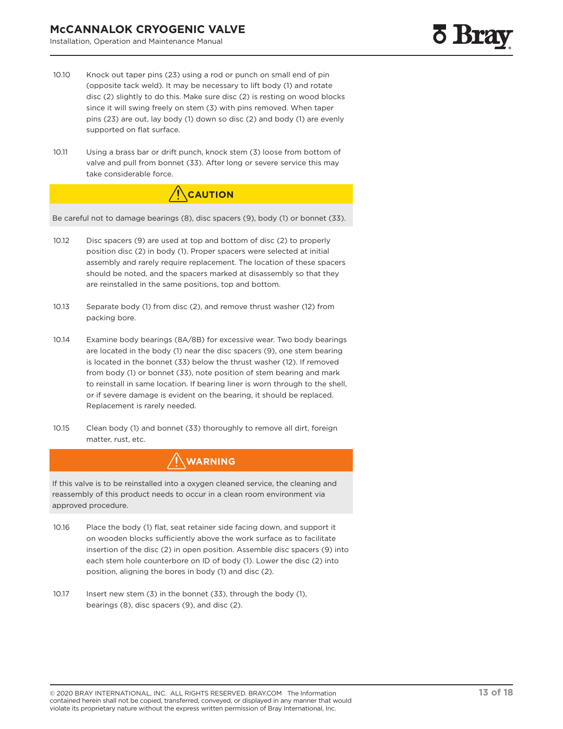10.10 Knock out taper pins (23) using a rod or punch on small end of pin (opposite tack weld). It may be necessary to lift body (1) and rotate disc (2) slightly to do this. Make sure disc (2) is resting on wood blocks since it will swing freely on stem (3) with pins removed. When taper pins (23) are out, lay body (1) down so disc (2) and body (1) are evenly supported on flat surface.

10.11 Using a brass bar or drift punch, knock stem (3) loose from bottom of valve and pull from bonnet (33). After long or severe service this may take considerable force.

**⚠ CAUTION**

Be careful not to damage bearings (8), disc spacers (9), body (1) or bonnet (33).

10.12 Disc spacers (9) are used at top and bottom of disc (2) to properly position disc (2) in body (1). Proper spacers were selected at initial assembly and rarely require replacement. The location of these spacers should be noted, and the spacers marked at disassembly so that they are reinstalled in the same positions, top and bottom.

10.13 Separate body (1) from disc (2), and remove thrust washer (12) from packing bore.

10.14 Examine body bearings (8A/8B) for excessive wear. Two body bearings are located in the body (1) near the disc spacers (9), one stem bearing is located in the bonnet (33) below the thrust washer (12). If removed from body (1) or bonnet (33), note position of stem bearing and mark to reinstall in same location. If bearing liner is worn through to the shell, or if severe damage is evident on the bearing, it should be replaced. Replacement is rarely needed.

10.15 Clean body (1) and bonnet (33) thoroughly to remove all dirt, foreign matter, rust, etc.

**⚠ WARNING**

If this valve is to be reinstalled into a oxygen cleaned service, the cleaning and reassembly of this product needs to occur in a clean room environment via approved procedure.

10.16 Place the body (1) flat, seat retainer side facing down, and support it on wooden blocks sufficiently above the work surface as to facilitate insertion of the disc (2) in open position. Assemble disc spacers (9) into each stem hole counterbore on ID of body (1). Lower the disc (2) into position, aligning the bores in body (1) and disc (2).

10.17 Insert new stem (3) in the bonnet (33), through the body (1), bearings (8), disc spacers (9), and disc (2).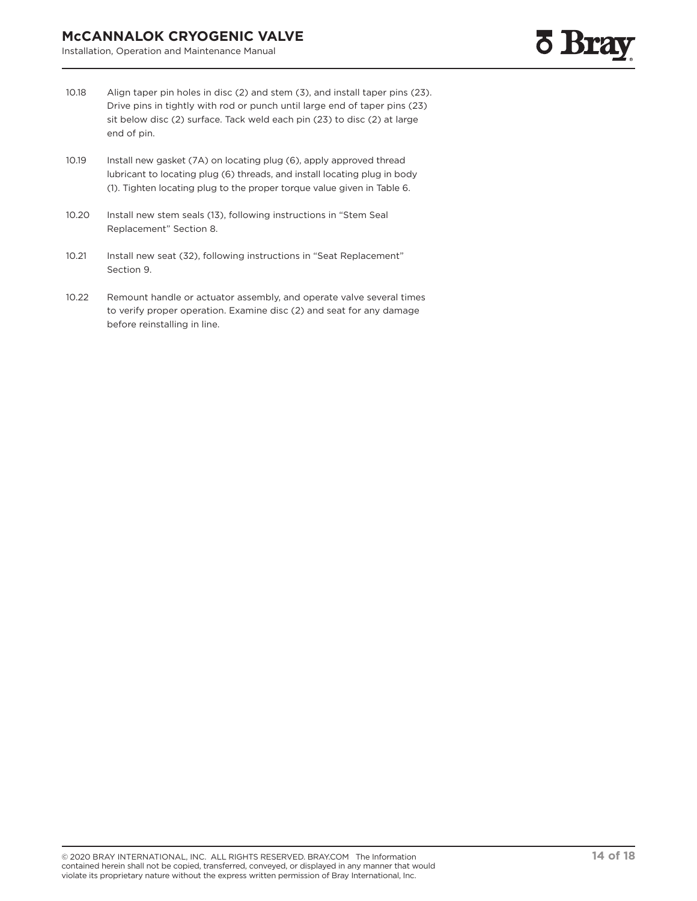10.18 Align taper pin holes in disc (2) and stem (3), and install taper pins (23). Drive pins in tightly with rod or punch until large end of taper pins (23) sit below disc (2) surface. Tack weld each pin (23) to disc (2) at large end of pin.

10.19 Install new gasket (7A) on locating plug (6), apply approved thread lubricant to locating plug (6) threads, and install locating plug in body (1). Tighten locating plug to the proper torque value given in Table 6.

10.20 Install new stem seals (13), following instructions in “Stem Seal Replacement” Section 8.

10.21 Install new seat (32), following instructions in “Seat Replacement” Section 9.

10.22 Remount handle or actuator assembly, and operate valve several times to verify proper operation. Examine disc (2) and seat for any damage before reinstalling in line.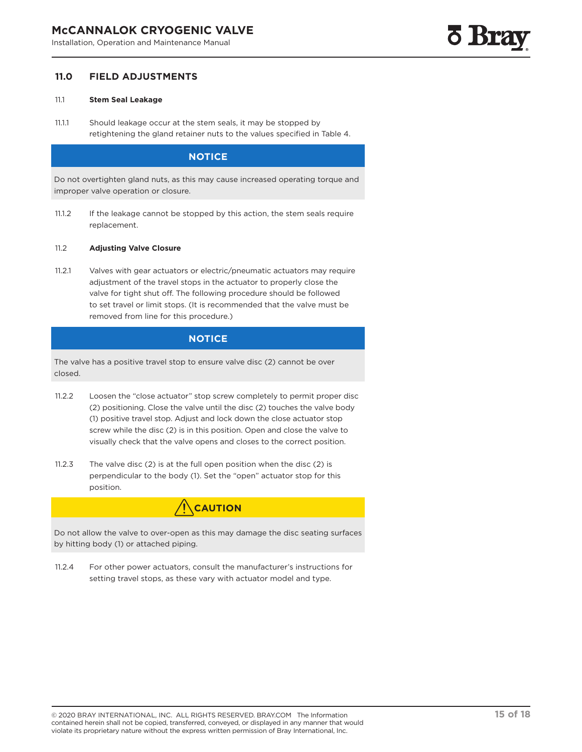## 11.0 FIELD ADJUSTMENTS

### 11.1 Stem Seal Leakage

11.1.1 Should leakage occur at the stem seals, it may be stopped by retightening the gland retainer nuts to the values specified in Table 4.

**NOTICE**

Do not overtighten gland nuts, as this may cause increased operating torque and improper valve operation or closure.

11.1.2 If the leakage cannot be stopped by this action, the stem seals require replacement.

### 11.2 Adjusting Valve Closure

11.2.1 Valves with gear actuators or electric/pneumatic actuators may require adjustment of the travel stops in the actuator to properly close the valve for tight shut off. The following procedure should be followed to set travel or limit stops. (It is recommended that the valve must be removed from line for this procedure.)

**NOTICE**

The valve has a positive travel stop to ensure valve disc (2) cannot be over closed.

11.2.2 Loosen the "close actuator" stop screw completely to permit proper disc (2) positioning. Close the valve until the disc (2) touches the valve body (1) positive travel stop. Adjust and lock down the close actuator stop screw while the disc (2) is in this position. Open and close the valve to visually check that the valve opens and closes to the correct position.

11.2.3 The valve disc (2) is at the full open position when the disc (2) is perpendicular to the body (1). Set the "open" actuator stop for this position.

**⚠ CAUTION**

Do not allow the valve to over-open as this may damage the disc seating surfaces by hitting body (1) or attached piping.

11.2.4 For other power actuators, consult the manufacturer's instructions for setting travel stops, as these vary with actuator model and type.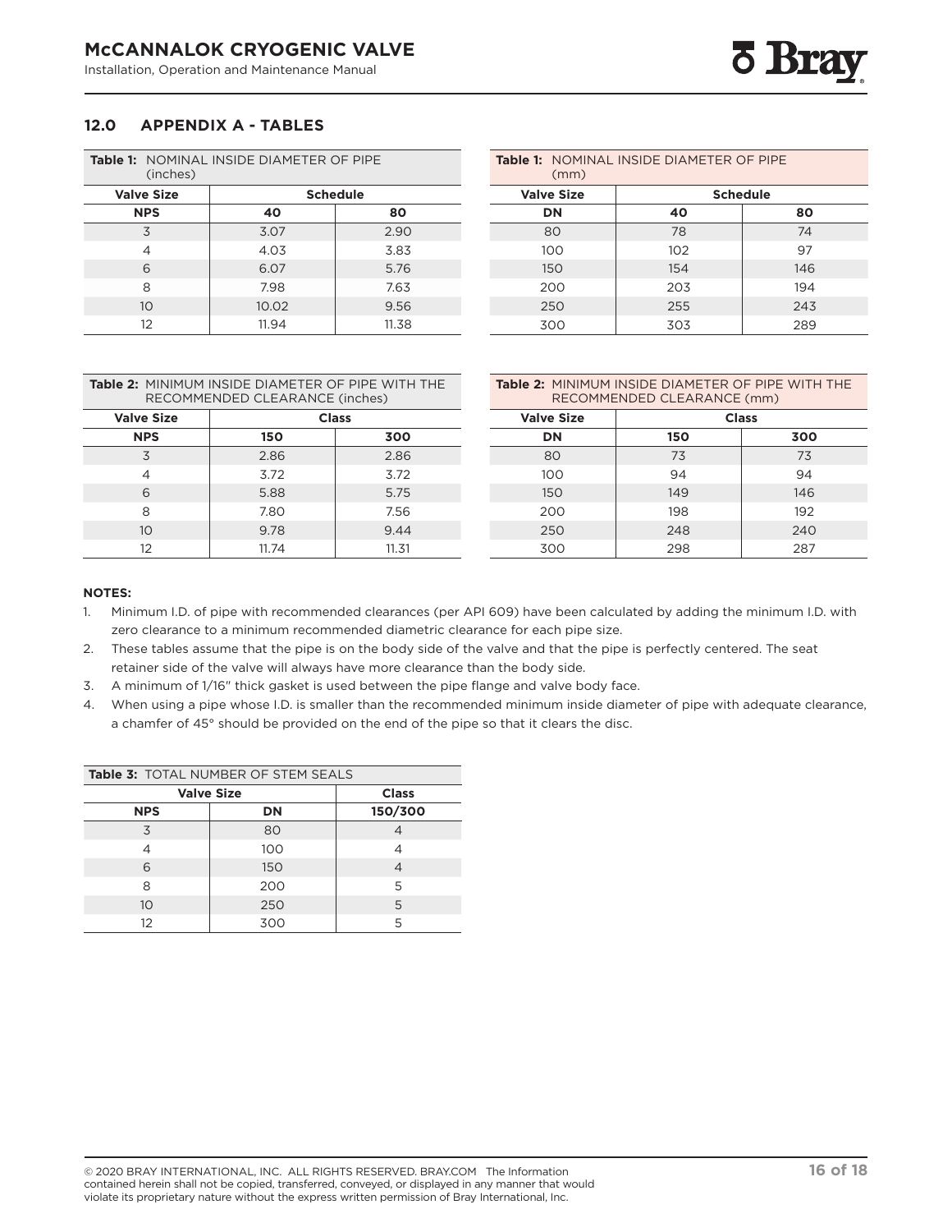## 12.0 APPENDIX A - TABLES

**Table 1:** NOMINAL INSIDE DIAMETER OF PIPE (inches)

| Valve Size | Schedule | |
|---|---|---|
| NPS | 40 | 80 |
| 3 | 3.07 | 2.90 |
| 4 | 4.03 | 3.83 |
| 6 | 6.07 | 5.76 |
| 8 | 7.98 | 7.63 |
| 10 | 10.02 | 9.56 |
| 12 | 11.94 | 11.38 |

**Table 1:** NOMINAL INSIDE DIAMETER OF PIPE (mm)

| Valve Size | Schedule | |
|---|---|---|
| DN | 40 | 80 |
| 80 | 78 | 74 |
| 100 | 102 | 97 |
| 150 | 154 | 146 |
| 200 | 203 | 194 |
| 250 | 255 | 243 |
| 300 | 303 | 289 |

**Table 2:** MINIMUM INSIDE DIAMETER OF PIPE WITH THE RECOMMENDED CLEARANCE (inches)

| Valve Size | Class | |
|---|---|---|
| NPS | 150 | 300 |
| 3 | 2.86 | 2.86 |
| 4 | 3.72 | 3.72 |
| 6 | 5.88 | 5.75 |
| 8 | 7.80 | 7.56 |
| 10 | 9.78 | 9.44 |
| 12 | 11.74 | 11.31 |

**Table 2:** MINIMUM INSIDE DIAMETER OF PIPE WITH THE RECOMMENDED CLEARANCE (mm)

| Valve Size | Class | |
|---|---|---|
| DN | 150 | 300 |
| 80 | 73 | 73 |
| 100 | 94 | 94 |
| 150 | 149 | 146 |
| 200 | 198 | 192 |
| 250 | 248 | 240 |
| 300 | 298 | 287 |

**NOTES:**

1. Minimum I.D. of pipe with recommended clearances (per API 609) have been calculated by adding the minimum I.D. with zero clearance to a minimum recommended diametric clearance for each pipe size.
2. These tables assume that the pipe is on the body side of the valve and that the pipe is perfectly centered. The seat retainer side of the valve will always have more clearance than the body side.
3. A minimum of 1/16" thick gasket is used between the pipe flange and valve body face.
4. When using a pipe whose I.D. is smaller than the recommended minimum inside diameter of pipe with adequate clearance, a chamfer of 45° should be provided on the end of the pipe so that it clears the disc.

**Table 3:** TOTAL NUMBER OF STEM SEALS

| Valve Size | | Class |
|---|---|---|
| NPS | DN | 150/300 |
| 3 | 80 | 4 |
| 4 | 100 | 4 |
| 6 | 150 | 4 |
| 8 | 200 | 5 |
| 10 | 250 | 5 |
| 12 | 300 | 5 |

© 2020 BRAY INTERNATIONAL, INC. ALL RIGHTS RESERVED. BRAY.COM The Information contained herein shall not be copied, transferred, conveyed, or displayed in any manner that would violate its proprietary nature without the express written permission of Bray International, Inc.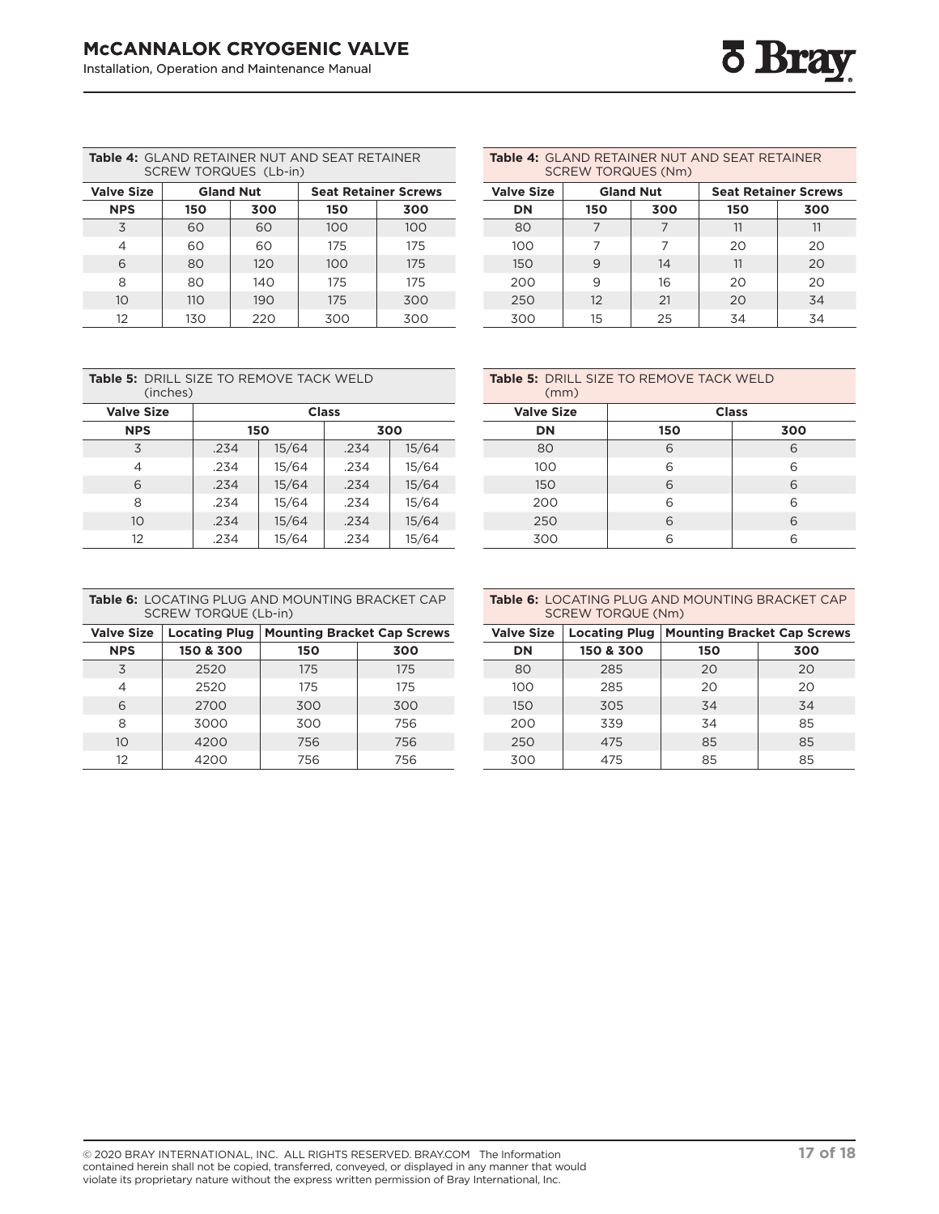**Table 4:** GLAND RETAINER NUT AND SEAT RETAINER SCREW TORQUES (Lb-in)

| Valve Size | Gland Nut | | Seat Retainer Screws | |
|---|---|---|---|---|
| NPS | 150 | 300 | 150 | 300 |
| 3 | 60 | 60 | 100 | 100 |
| 4 | 60 | 60 | 175 | 175 |
| 6 | 80 | 120 | 100 | 175 |
| 8 | 80 | 140 | 175 | 175 |
| 10 | 110 | 190 | 175 | 300 |
| 12 | 130 | 220 | 300 | 300 |

**Table 4:** GLAND RETAINER NUT AND SEAT RETAINER SCREW TORQUES (Nm)

| Valve Size | Gland Nut | | Seat Retainer Screws | |
|---|---|---|---|---|
| DN | 150 | 300 | 150 | 300 |
| 80 | 7 | 7 | 11 | 11 |
| 100 | 7 | 7 | 20 | 20 |
| 150 | 9 | 14 | 11 | 20 |
| 200 | 9 | 16 | 20 | 20 |
| 250 | 12 | 21 | 20 | 34 |
| 300 | 15 | 25 | 34 | 34 |

**Table 5:** DRILL SIZE TO REMOVE TACK WELD (inches)

| Valve Size | Class | | | |
|---|---|---|---|---|
| NPS | 150 | | 300 | |
| 3 | .234 | 15/64 | .234 | 15/64 |
| 4 | .234 | 15/64 | .234 | 15/64 |
| 6 | .234 | 15/64 | .234 | 15/64 |
| 8 | .234 | 15/64 | .234 | 15/64 |
| 10 | .234 | 15/64 | .234 | 15/64 |
| 12 | .234 | 15/64 | .234 | 15/64 |

**Table 5:** DRILL SIZE TO REMOVE TACK WELD (mm)

| Valve Size | Class | |
|---|---|---|
| DN | 150 | 300 |
| 80 | 6 | 6 |
| 100 | 6 | 6 |
| 150 | 6 | 6 |
| 200 | 6 | 6 |
| 250 | 6 | 6 |
| 300 | 6 | 6 |

**Table 6:** LOCATING PLUG AND MOUNTING BRACKET CAP SCREW TORQUE (Lb-in)

| Valve Size | Locating Plug | Mounting Bracket Cap Screws | |
|---|---|---|---|
| NPS | 150 & 300 | 150 | 300 |
| 3 | 2520 | 175 | 175 |
| 4 | 2520 | 175 | 175 |
| 6 | 2700 | 300 | 300 |
| 8 | 3000 | 300 | 756 |
| 10 | 4200 | 756 | 756 |
| 12 | 4200 | 756 | 756 |

**Table 6:** LOCATING PLUG AND MOUNTING BRACKET CAP SCREW TORQUE (Nm)

| Valve Size | Locating Plug | Mounting Bracket Cap Screws | |
|---|---|---|---|
| DN | 150 & 300 | 150 | 300 |
| 80 | 285 | 20 | 20 |
| 100 | 285 | 20 | 20 |
| 150 | 305 | 34 | 34 |
| 200 | 339 | 34 | 85 |
| 250 | 475 | 85 | 85 |
| 300 | 475 | 85 | 85 |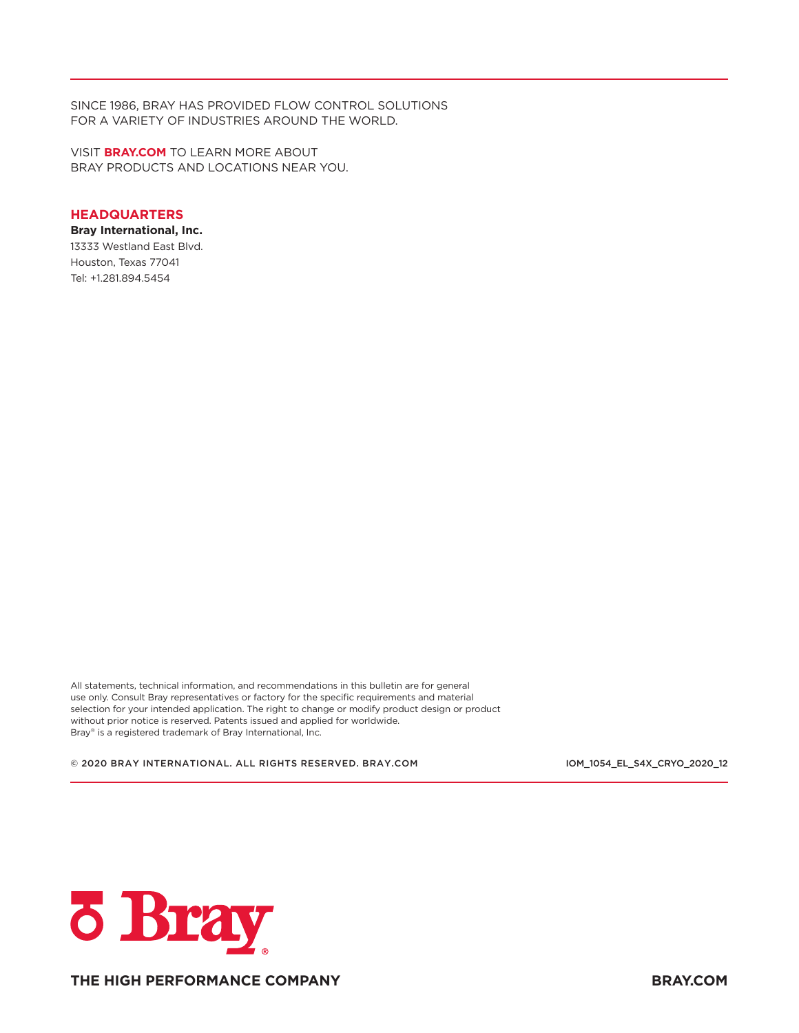SINCE 1986, BRAY HAS PROVIDED FLOW CONTROL SOLUTIONS FOR A VARIETY OF INDUSTRIES AROUND THE WORLD.

VISIT **BRAY.COM** TO LEARN MORE ABOUT BRAY PRODUCTS AND LOCATIONS NEAR YOU.

## HEADQUARTERS

**Bray International, Inc.**
13333 Westland East Blvd.
Houston, Texas 77041
Tel: +1.281.894.5454

All statements, technical information, and recommendations in this bulletin are for general use only. Consult Bray representatives or factory for the specific requirements and material selection for your intended application. The right to change or modify product design or product without prior notice is reserved. Patents issued and applied for worldwide.
Bray® is a registered trademark of Bray International, Inc.

© 2020 BRAY INTERNATIONAL. ALL RIGHTS RESERVED. BRAY.COM

IOM_1054_EL_S4X_CRYO_2020_12

Bray®

**THE HIGH PERFORMANCE COMPANY**

**BRAY.COM**